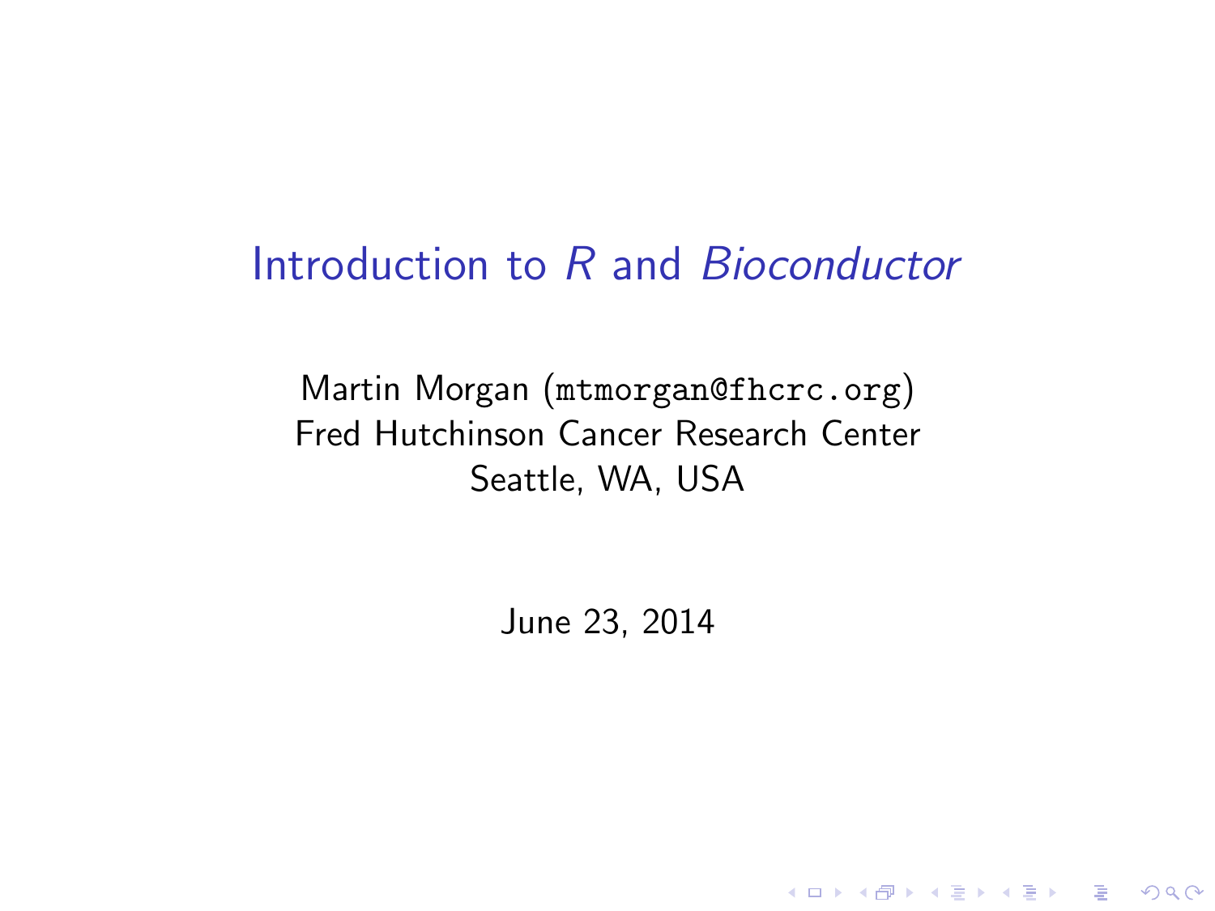# Introduction to *R* and *Bioconductor*

Martin Morgan (`mtmorgan@fhcrc.org`)
Fred Hutchinson Cancer Research Center
Seattle, WA, USA

June 23, 2014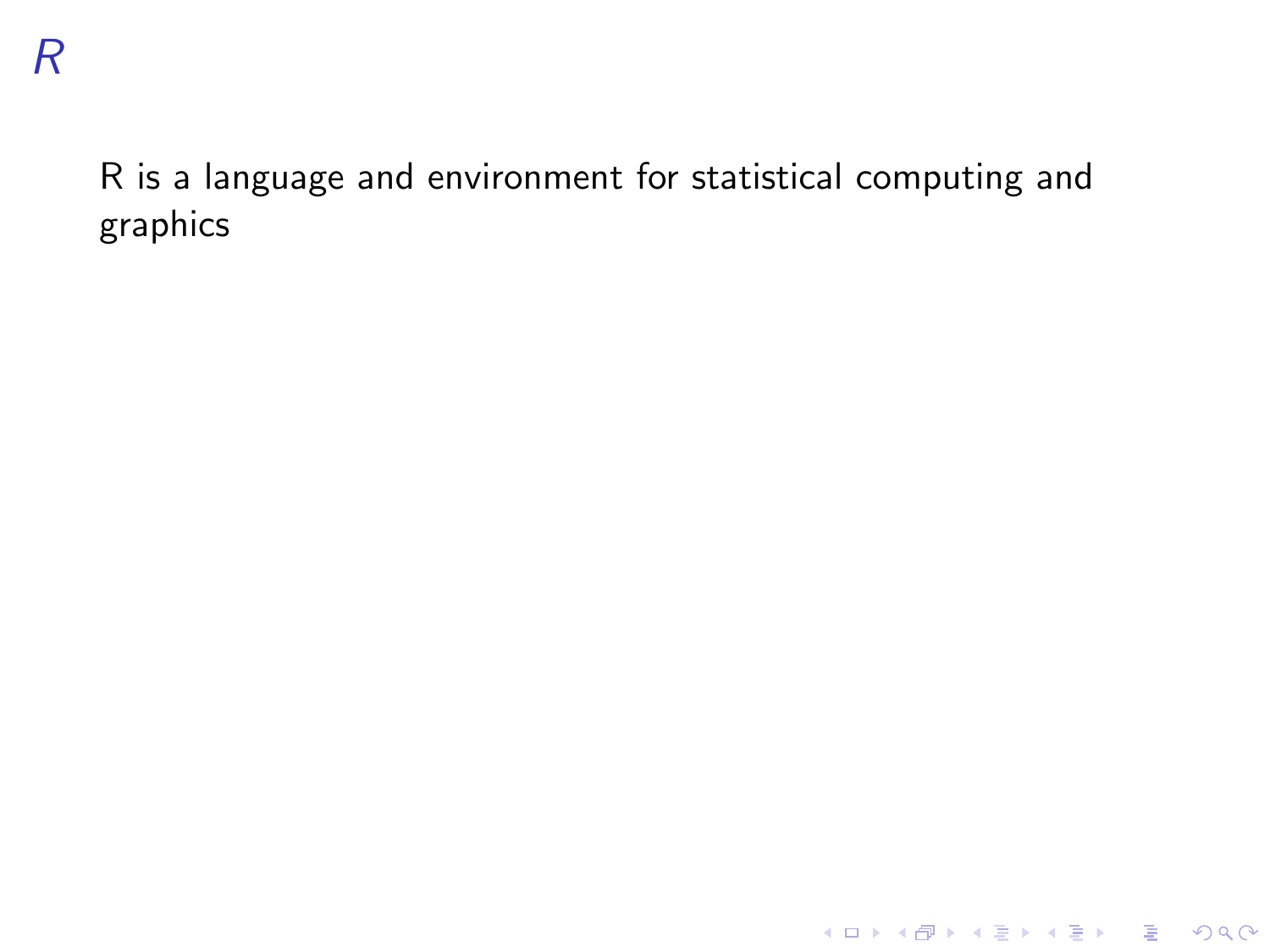# R

R is a language and environment for statistical computing and graphics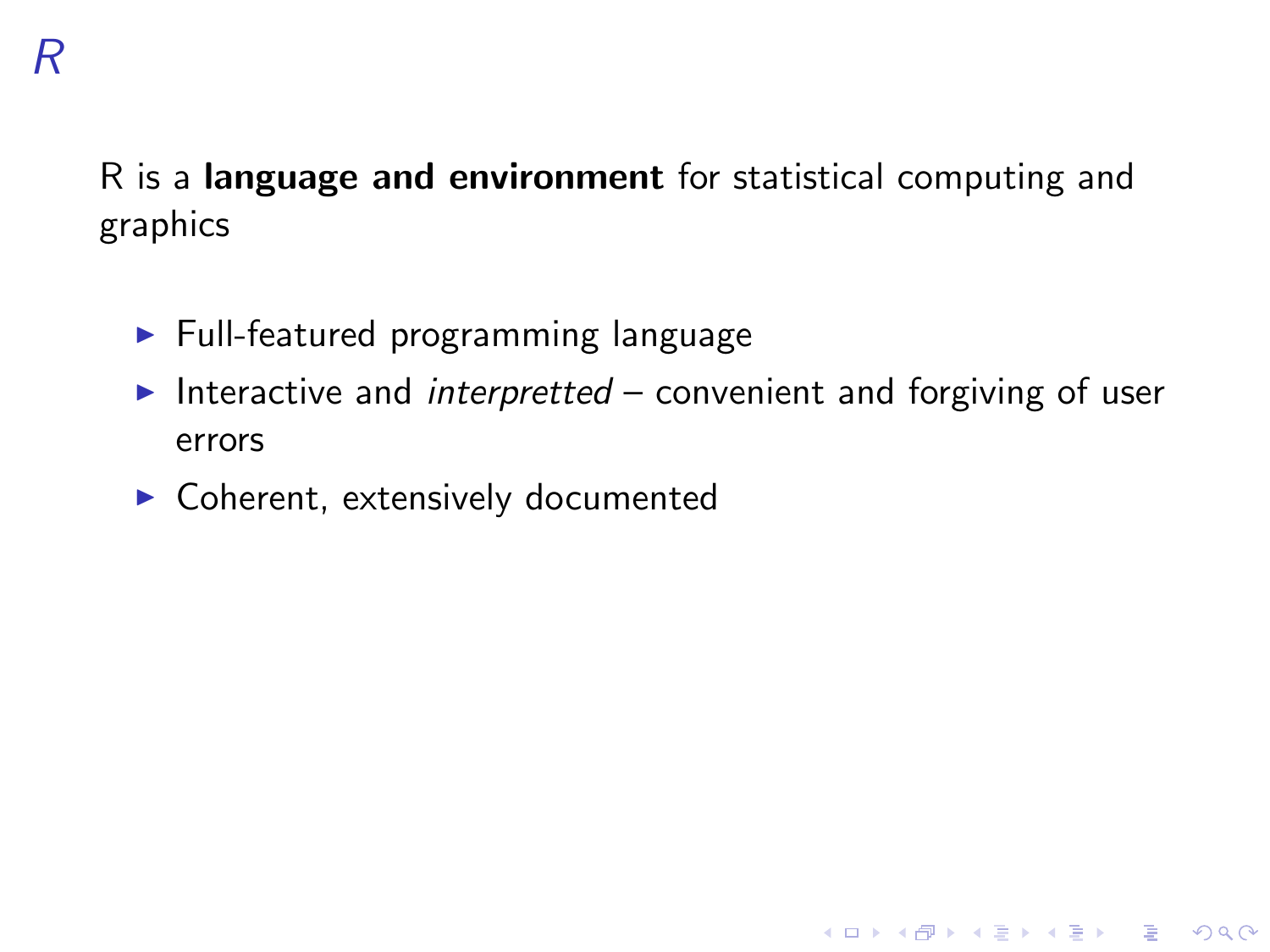# *R*

R is a **language and environment** for statistical computing and graphics

- Full-featured programming language
- Interactive and *interpretted* – convenient and forgiving of user errors
- Coherent, extensively documented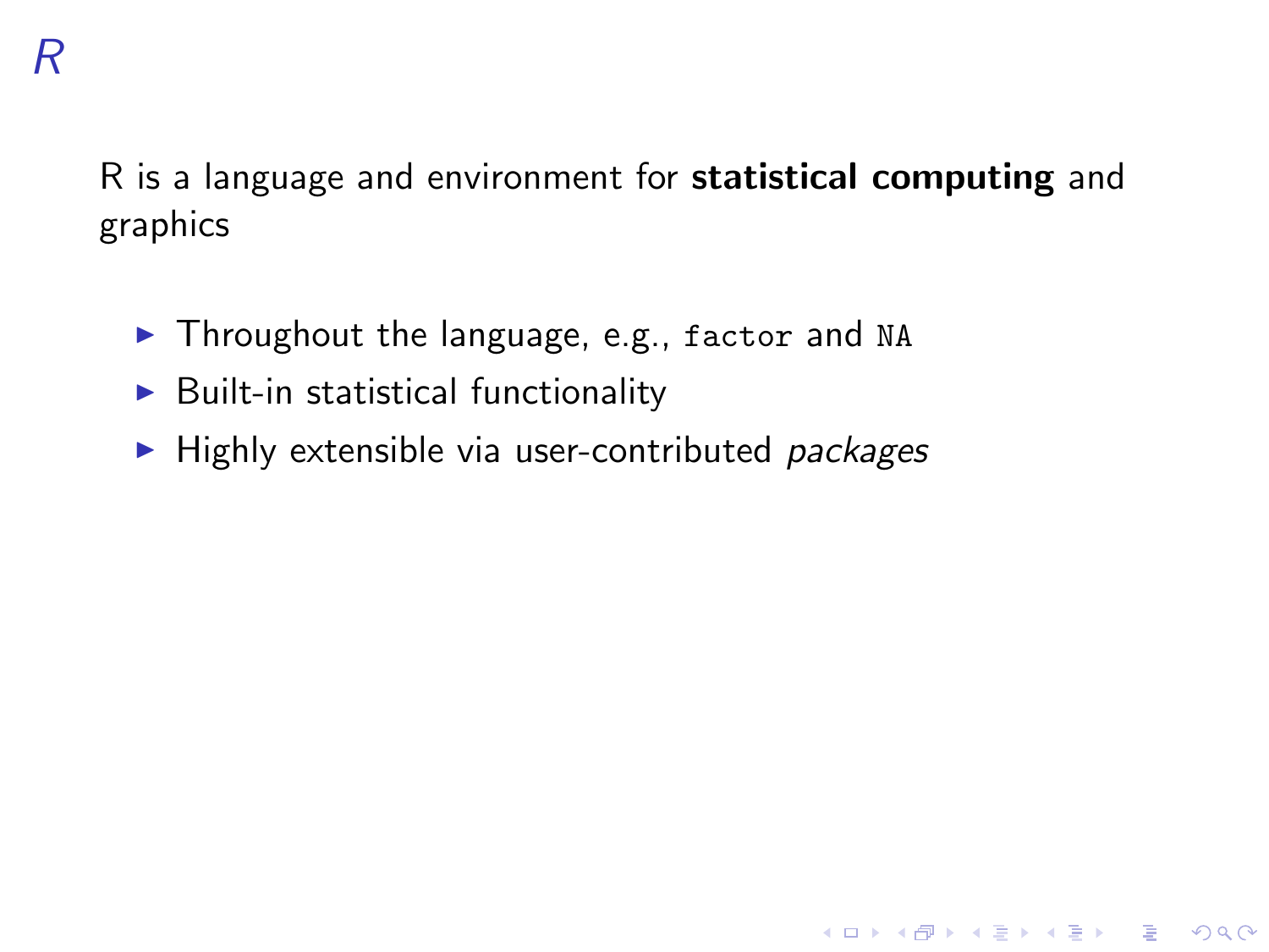# *R*

R is a language and environment for **statistical computing** and graphics

- Throughout the language, e.g., `factor` and `NA`
- Built-in statistical functionality
- Highly extensible via user-contributed *packages*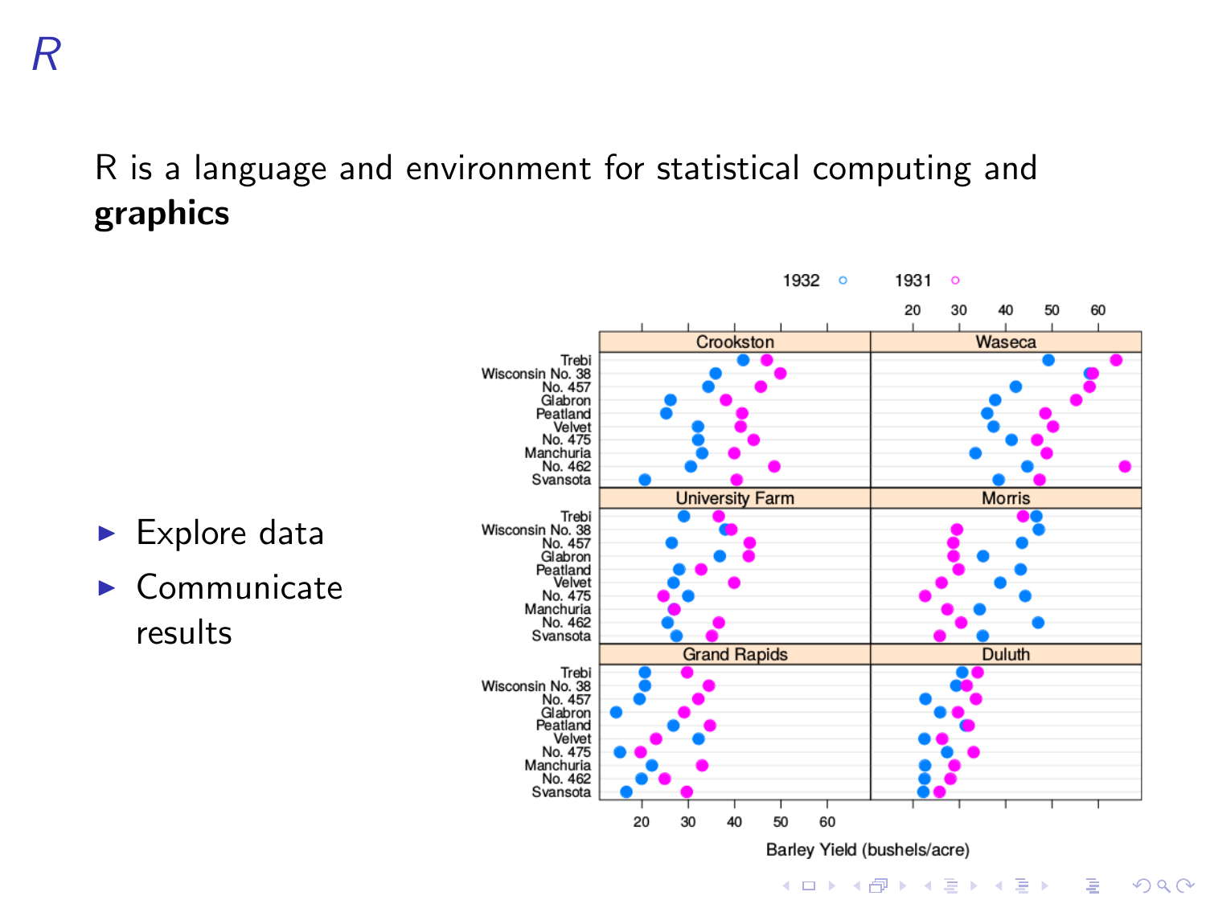# *R*

R is a language and environment for statistical computing and **graphics**

- Explore data
- Communicate results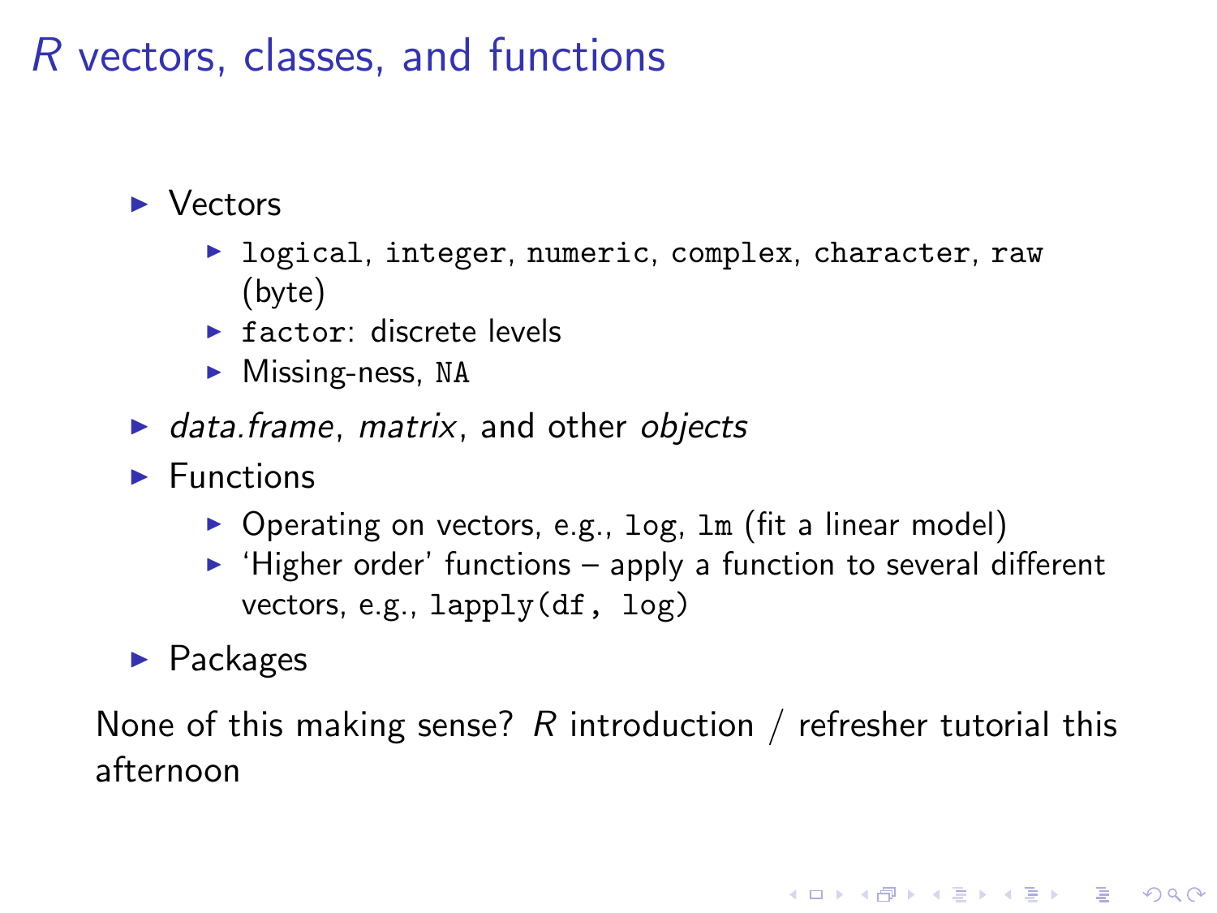# *R* vectors, classes, and functions

- Vectors
  - `logical`, `integer`, `numeric`, `complex`, `character`, `raw` (byte)
  - `factor`: discrete levels
  - Missing-ness, `NA`
- *data.frame*, *matrix*, and other *objects*
- Functions
  - Operating on vectors, e.g., `log`, `lm` (fit a linear model)
  - 'Higher order' functions – apply a function to several different vectors, e.g., `lapply(df, log)`
- Packages

None of this making sense? *R* introduction / refresher tutorial this afternoon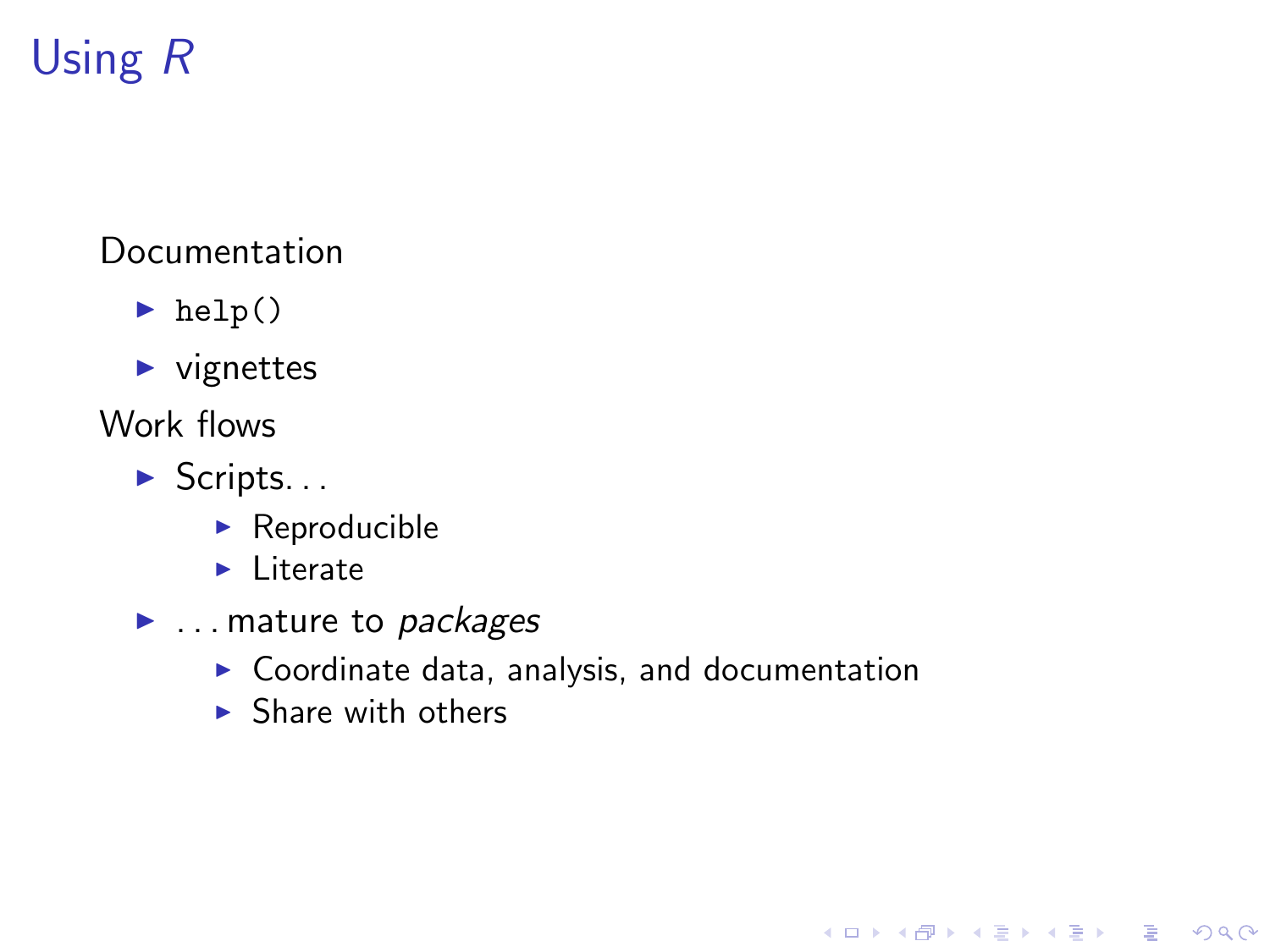# Using *R*

Documentation

- `help()`
- vignettes

Work flows

- Scripts. . .
  - Reproducible
  - Literate
- . . . mature to *packages*
  - Coordinate data, analysis, and documentation
  - Share with others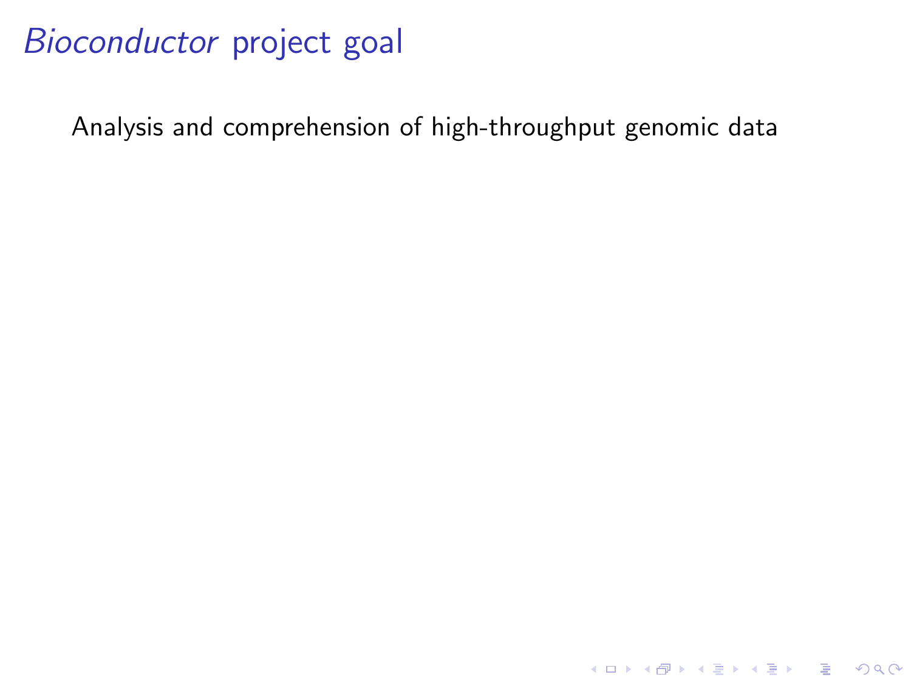# *Bioconductor* project goal

Analysis and comprehension of high-throughput genomic data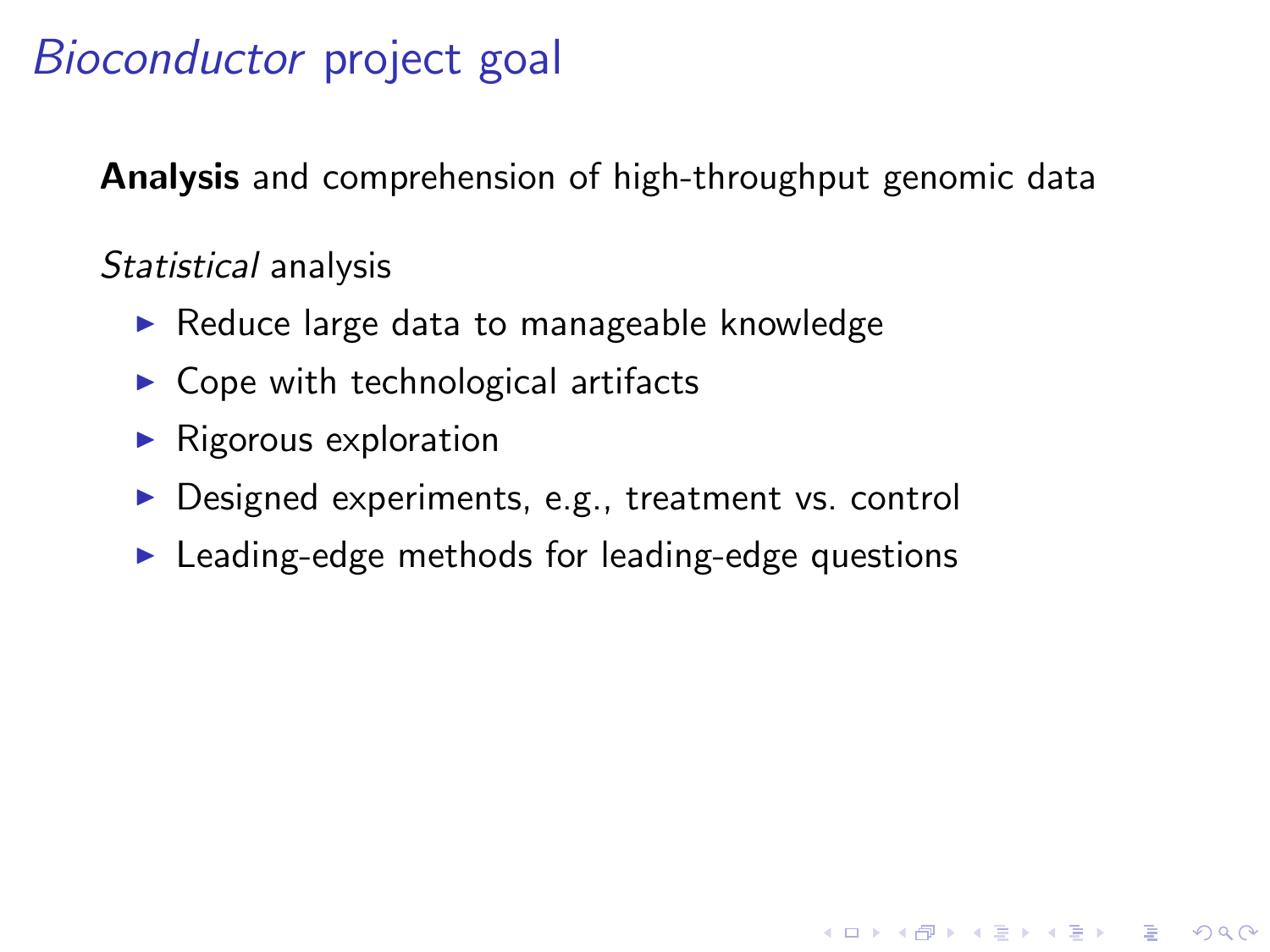# *Bioconductor* project goal

**Analysis** and comprehension of high-throughput genomic data

*Statistical* analysis

- Reduce large data to manageable knowledge
- Cope with technological artifacts
- Rigorous exploration
- Designed experiments, e.g., treatment vs. control
- Leading-edge methods for leading-edge questions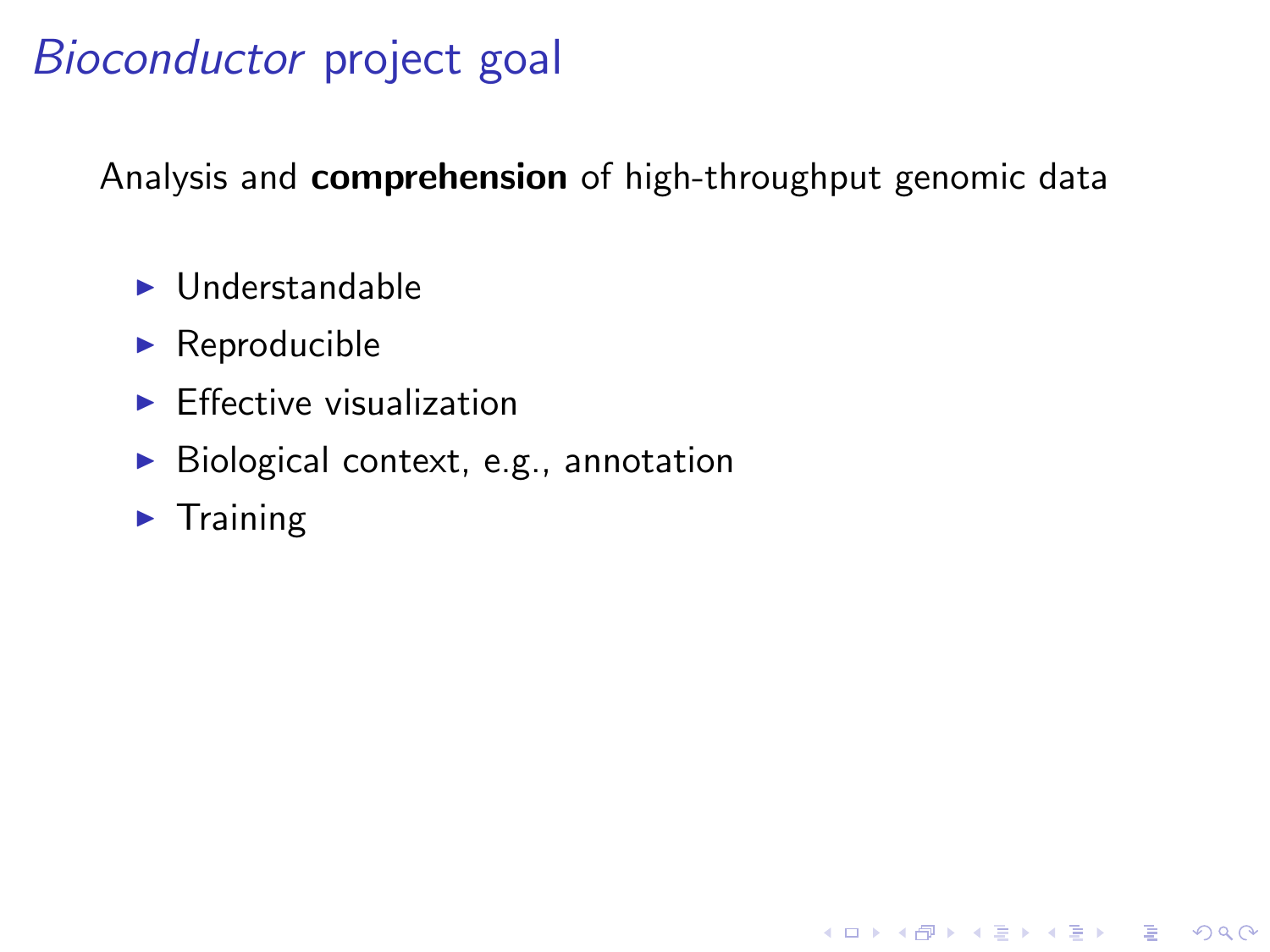# *Bioconductor* project goal

Analysis and **comprehension** of high-throughput genomic data

- Understandable
- Reproducible
- Effective visualization
- Biological context, e.g., annotation
- Training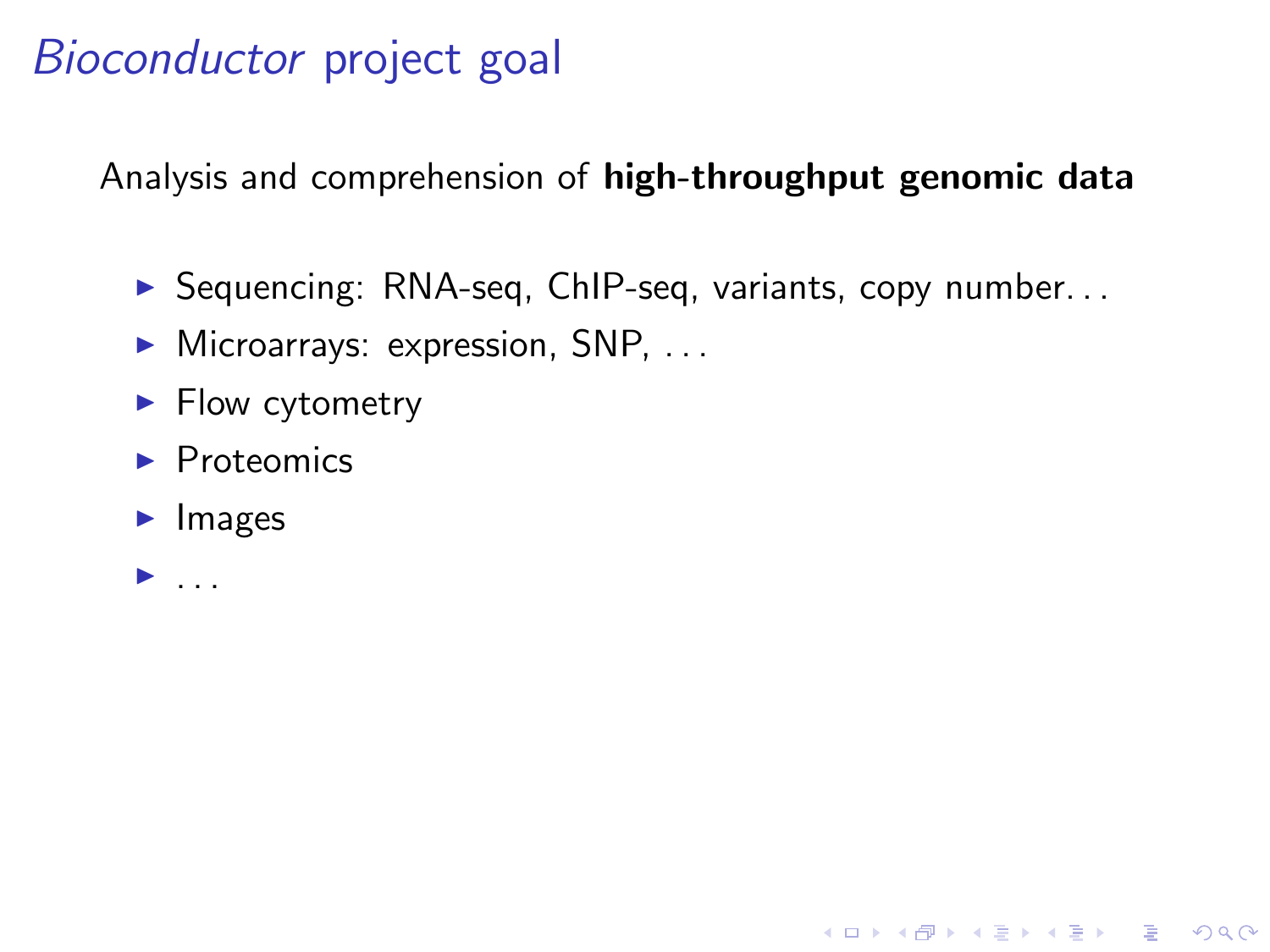# *Bioconductor* project goal

Analysis and comprehension of **high-throughput genomic data**

- Sequencing: RNA-seq, ChIP-seq, variants, copy number...
- Microarrays: expression, SNP, ...
- Flow cytometry
- Proteomics
- Images
- ...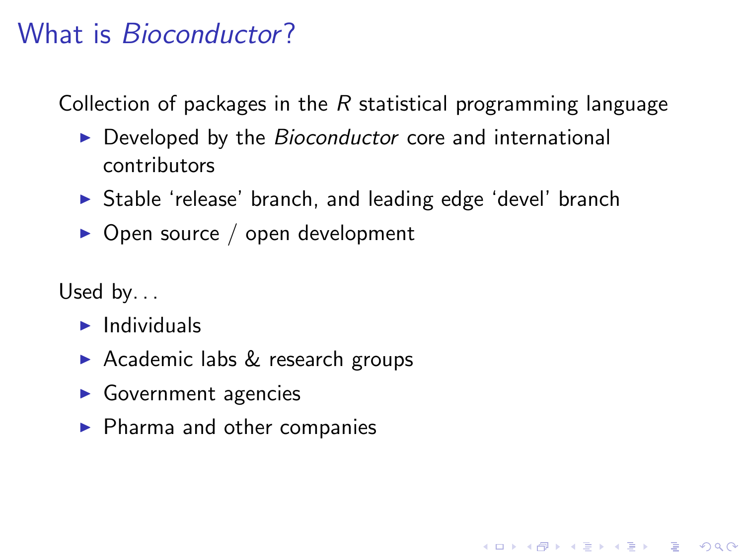# What is *Bioconductor*?

Collection of packages in the *R* statistical programming language

- Developed by the *Bioconductor* core and international contributors
- Stable 'release' branch, and leading edge 'devel' branch
- Open source / open development

Used by. . .

- Individuals
- Academic labs & research groups
- Government agencies
- Pharma and other companies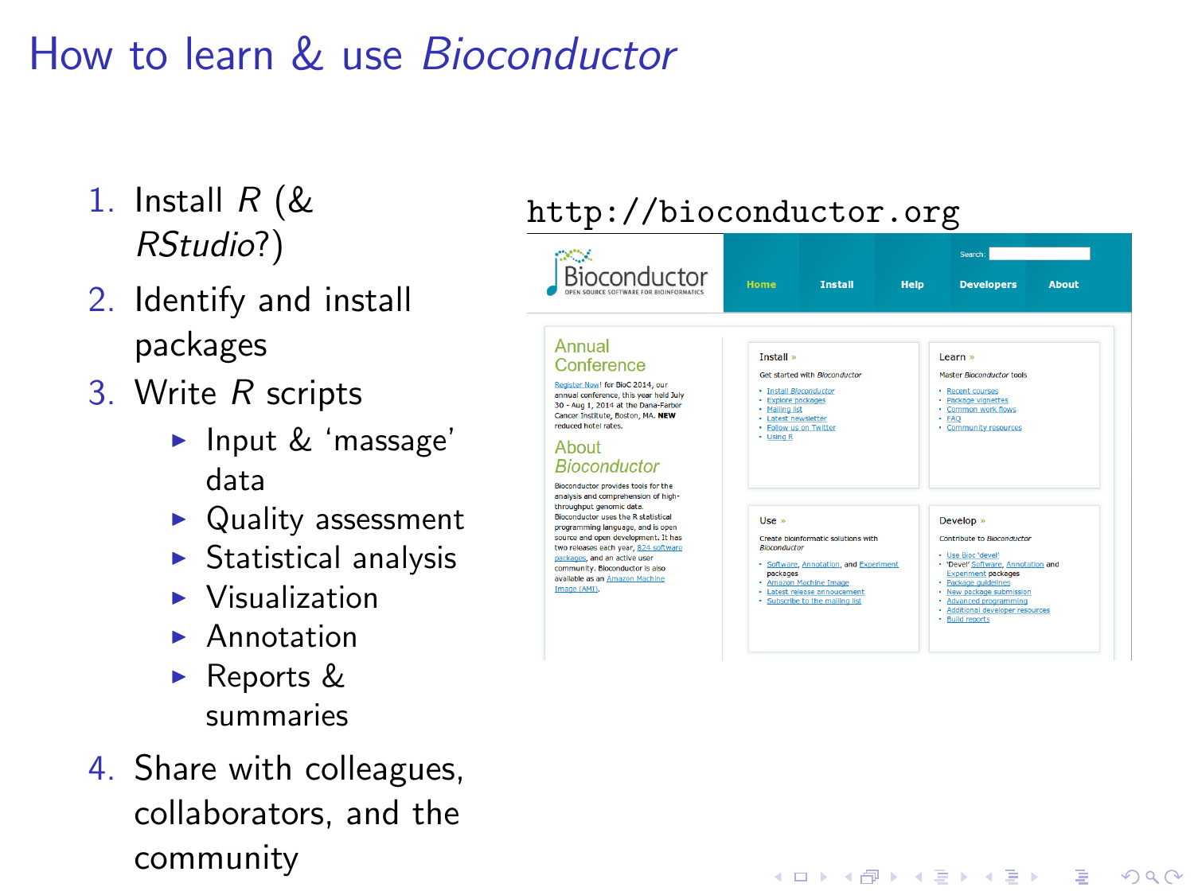# How to learn & use *Bioconductor*

1. Install *R* (& *RStudio*?)
2. Identify and install packages
3. Write *R* scripts
   - Input & 'massage' data
   - Quality assessment
   - Statistical analysis
   - Visualization
   - Annotation
   - Reports & summaries
4. Share with colleagues, collaborators, and the community

http://bioconductor.org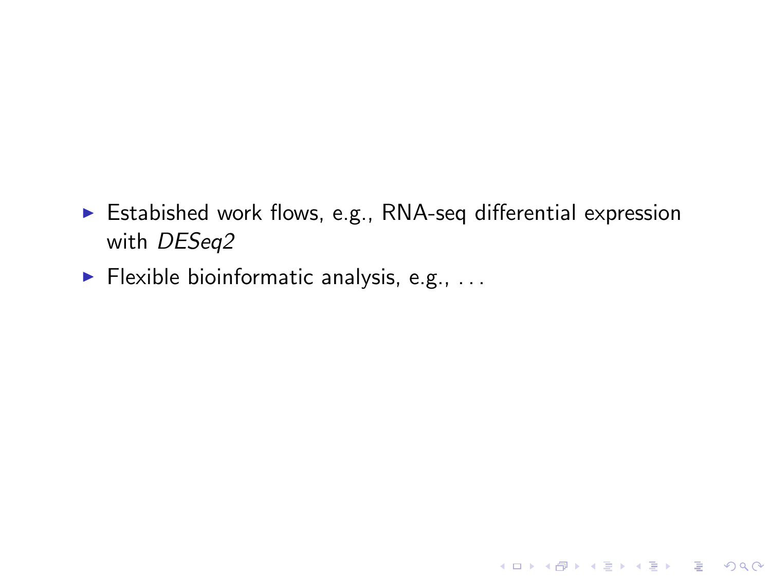- Estabished work flows, e.g., RNA-seq differential expression with *DESeq2*
- Flexible bioinformatic analysis, e.g., ...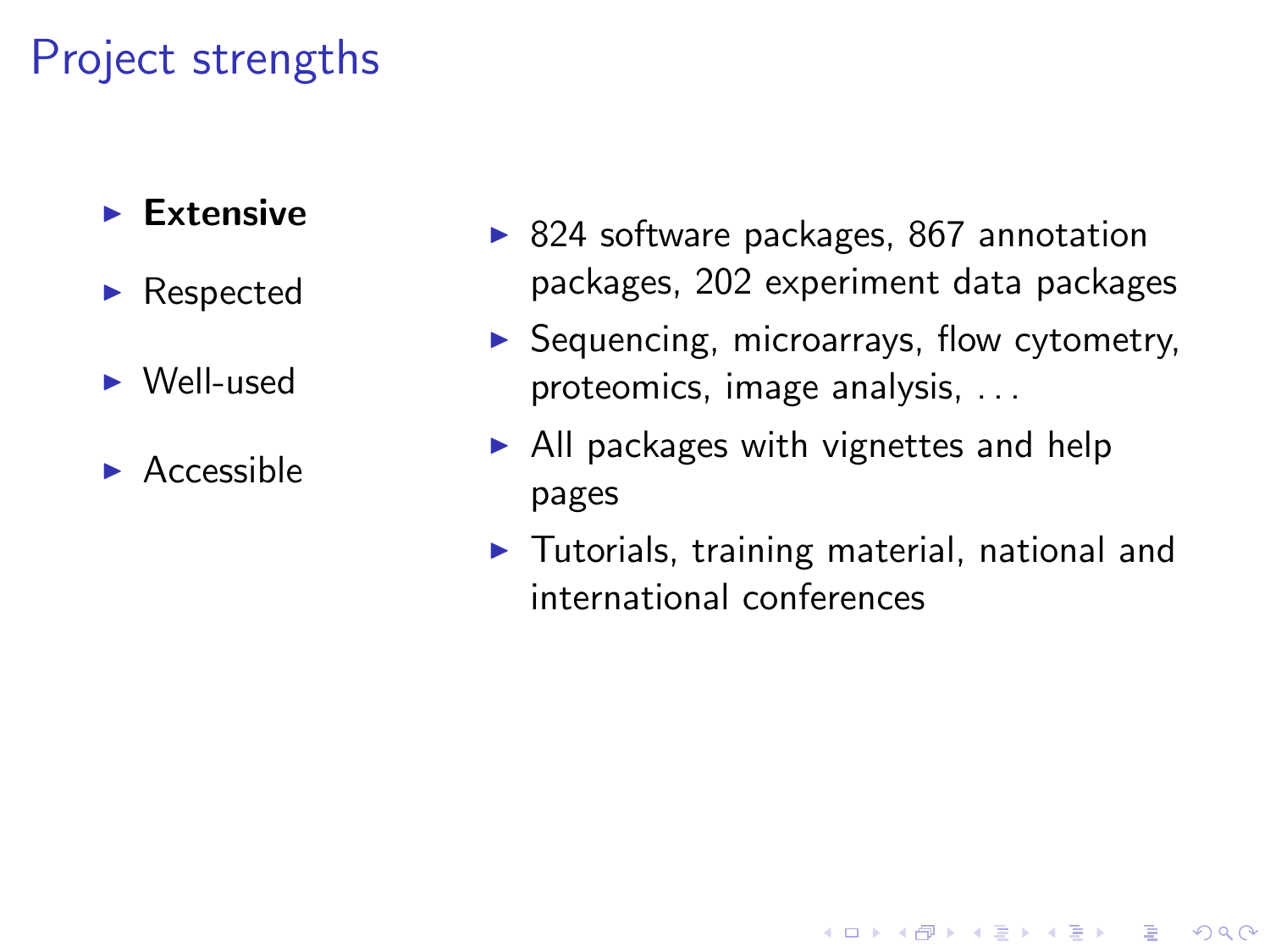# Project strengths

- **Extensive**
- Respected
- Well-used
- Accessible

- 824 software packages, 867 annotation packages, 202 experiment data packages
- Sequencing, microarrays, flow cytometry, proteomics, image analysis, . . .
- All packages with vignettes and help pages
- Tutorials, training material, national and international conferences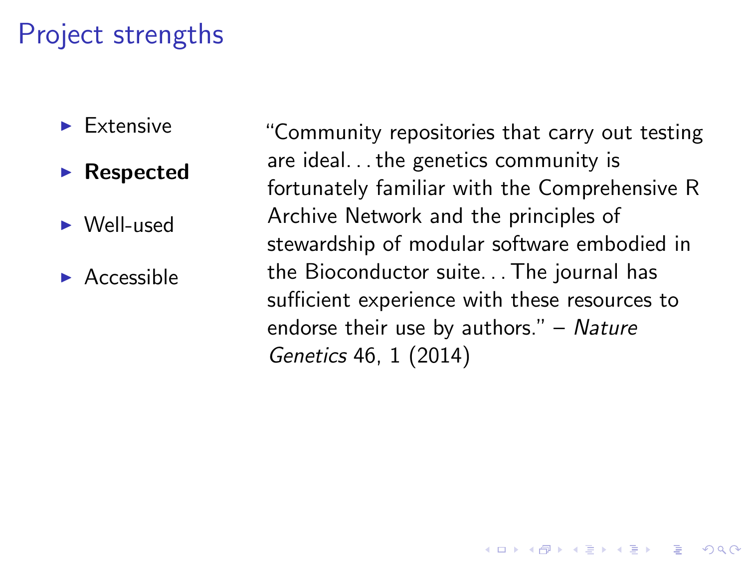# Project strengths

- Extensive
- **Respected**
- Well-used
- Accessible

"Community repositories that carry out testing are ideal. . . the genetics community is fortunately familiar with the Comprehensive R Archive Network and the principles of stewardship of modular software embodied in the Bioconductor suite. . . The journal has sufficient experience with these resources to endorse their use by authors." – *Nature Genetics* 46, 1 (2014)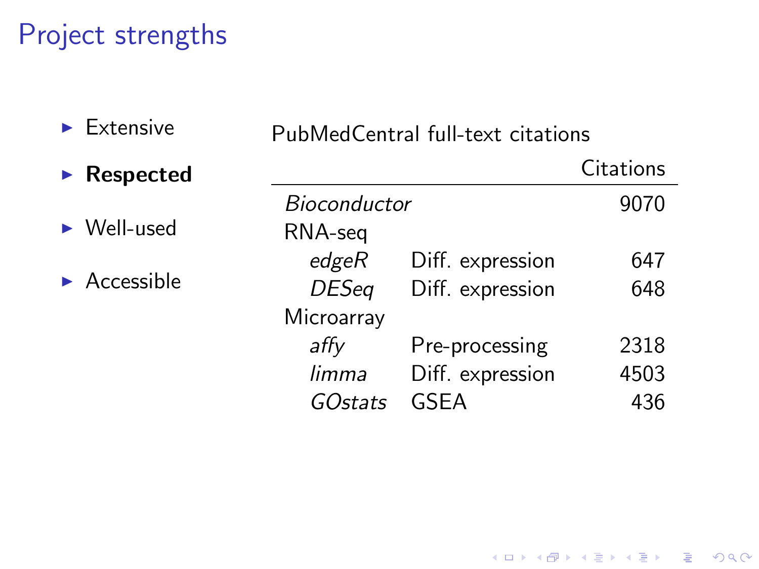# Project strengths

- Extensive
- **Respected**
- Well-used
- Accessible

PubMedCentral full-text citations

| | | Citations |
|---|---|---|
| *Bioconductor* | | 9070 |
| RNA-seq | | |
| *edgeR* | Diff. expression | 647 |
| *DESeq* | Diff. expression | 648 |
| Microarray | | |
| *affy* | Pre-processing | 2318 |
| *limma* | Diff. expression | 4503 |
| *GOstats* | GSEA | 436 |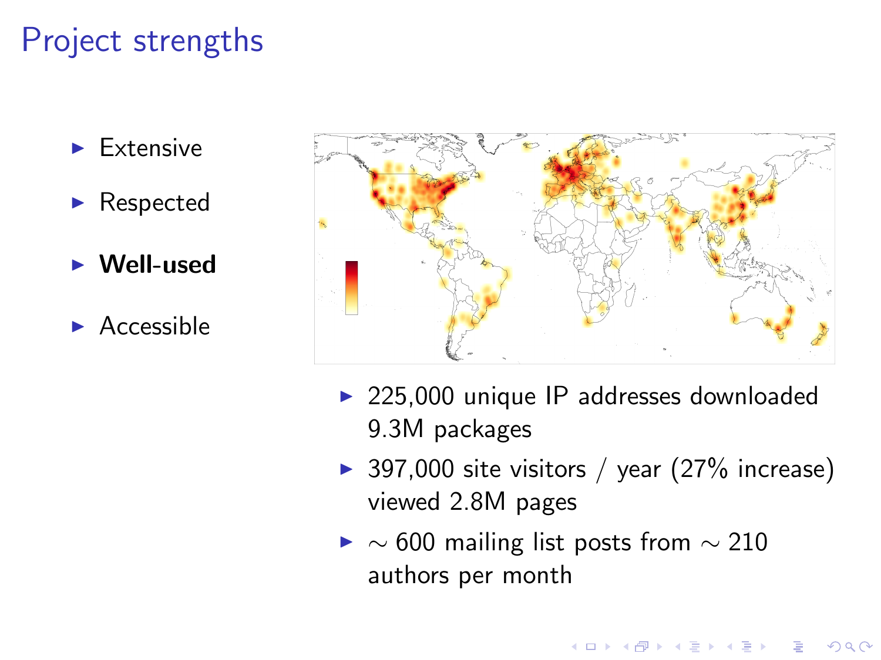# Project strengths

- Extensive
- Respected
- **Well-used**
- Accessible

- 225,000 unique IP addresses downloaded 9.3M packages
- 397,000 site visitors / year (27% increase) viewed 2.8M pages
- $\sim$ 600 mailing list posts from $\sim$ 210 authors per month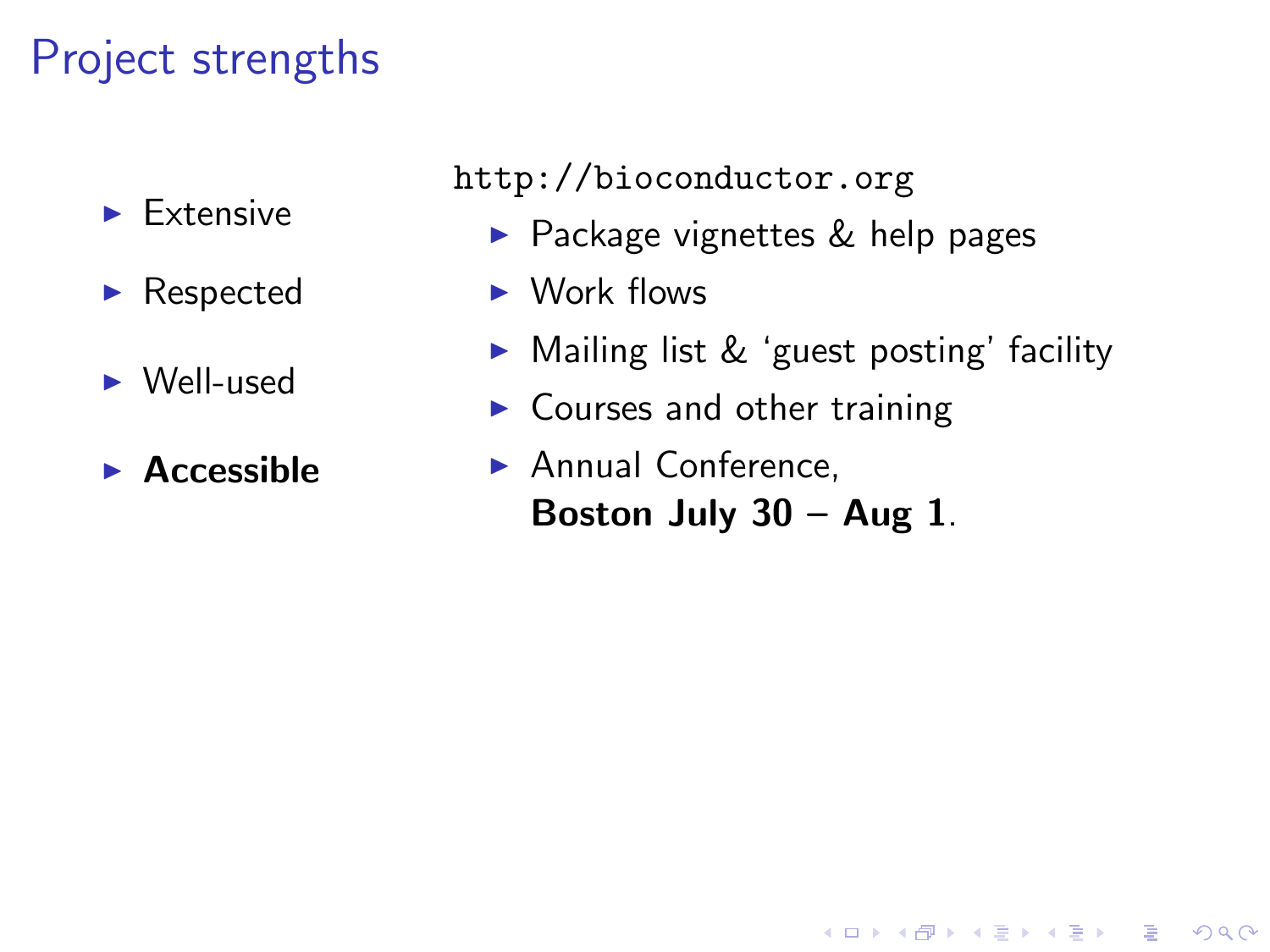# Project strengths

- Extensive
- Respected
- Well-used
- **Accessible**

`http://bioconductor.org`

- Package vignettes & help pages
- Work flows
- Mailing list & 'guest posting' facility
- Courses and other training
- Annual Conference, **Boston July 30 – Aug 1**.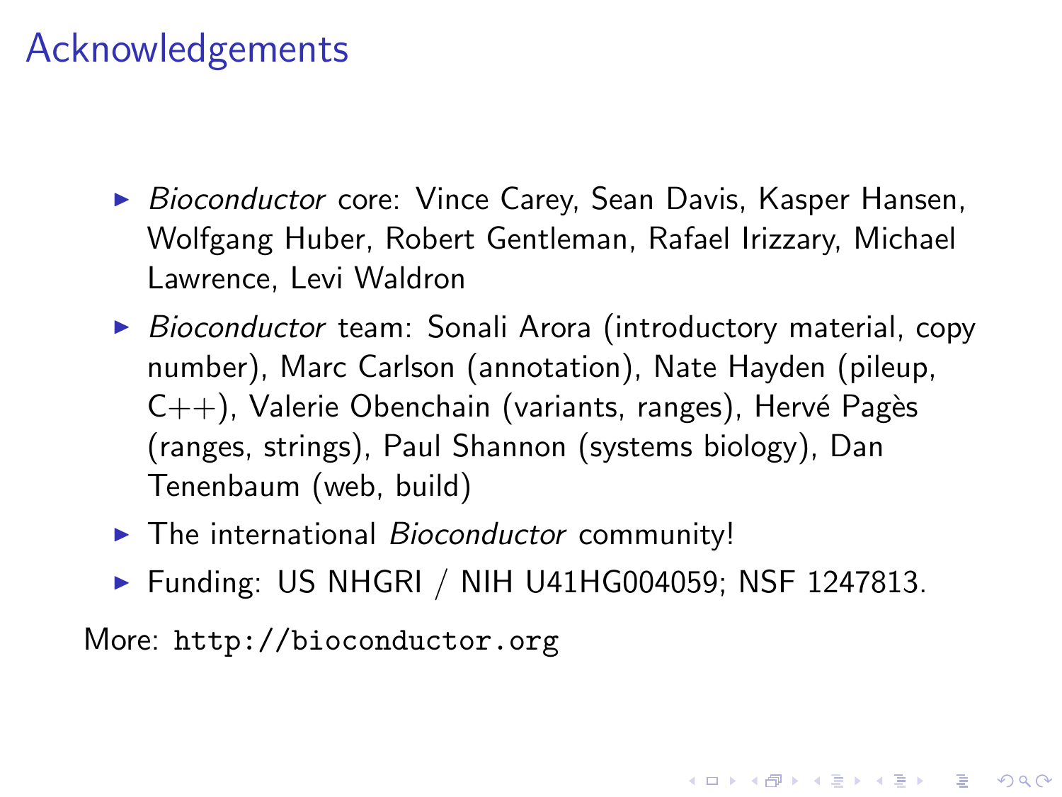# Acknowledgements

- *Bioconductor* core: Vince Carey, Sean Davis, Kasper Hansen, Wolfgang Huber, Robert Gentleman, Rafael Irizzary, Michael Lawrence, Levi Waldron
- *Bioconductor* team: Sonali Arora (introductory material, copy number), Marc Carlson (annotation), Nate Hayden (pileup, C++), Valerie Obenchain (variants, ranges), Hervé Pagès (ranges, strings), Paul Shannon (systems biology), Dan Tenenbaum (web, build)
- The international *Bioconductor* community!
- Funding: US NHGRI / NIH U41HG004059; NSF 1247813.

More: `http://bioconductor.org`